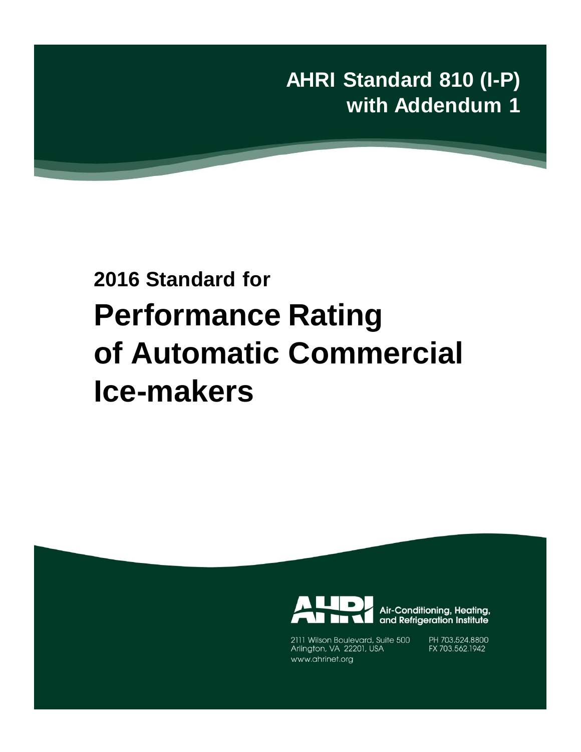**AHRI Standard 810 (I-P) with Addendum 1**

## 2016 Standard for

# Performance Rating of Automatic Commercial Ice-makers

Air-Conditioning, Heating, and Refrigeration Institute

2111 Wilson Boulevard, Suite 500
Arlington, VA 22201, USA
www.ahrinet.org

PH 703.524.8800
FX 703.562.1942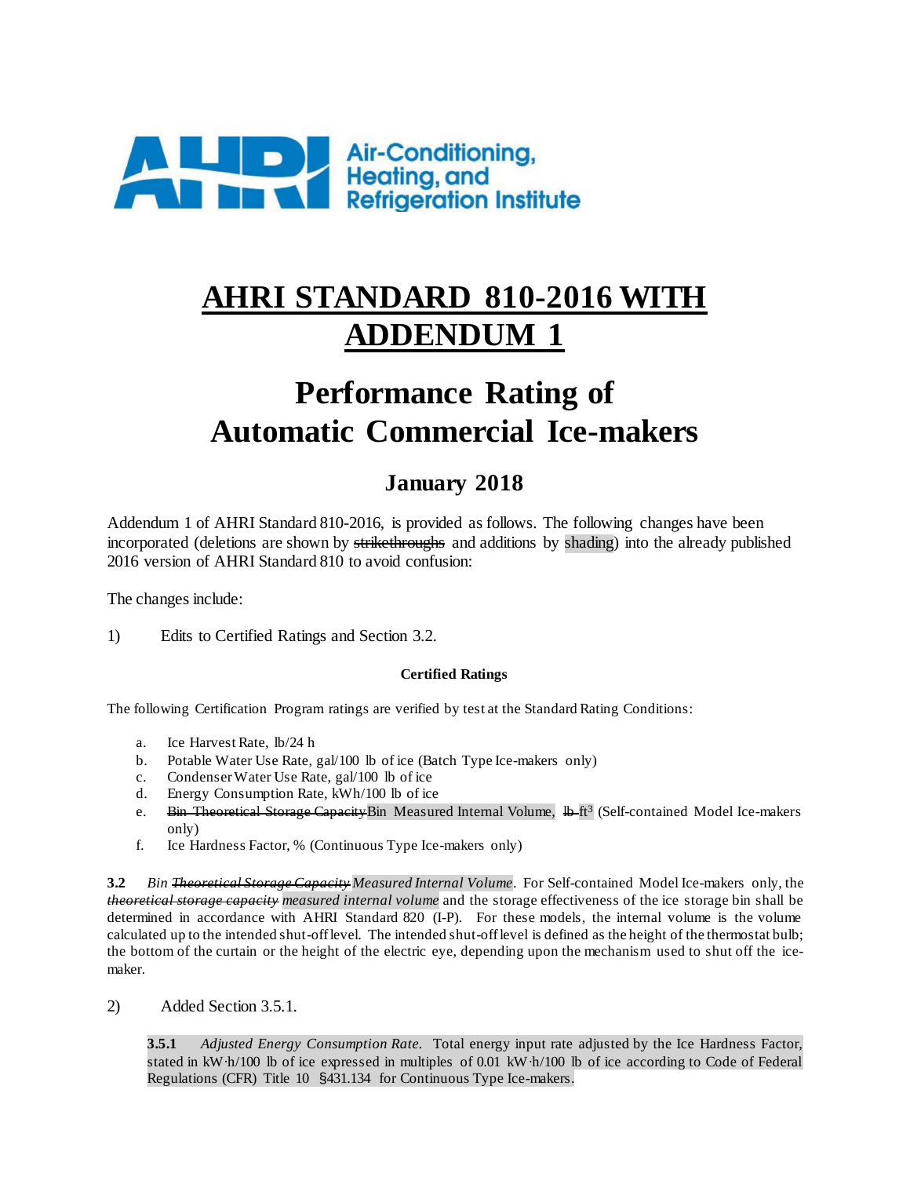# AHRI STANDARD 810-2016 WITH ADDENDUM 1

# Performance Rating of Automatic Commercial Ice-makers

## January 2018

Addendum 1 of AHRI Standard 810-2016, is provided as follows. The following changes have been incorporated (deletions are shown by ~~strikethroughs~~ and additions by shading) into the already published 2016 version of AHRI Standard 810 to avoid confusion:

The changes include:

1) Edits to Certified Ratings and Section 3.2.

**Certified Ratings**

The following Certification Program ratings are verified by test at the Standard Rating Conditions:

a. Ice Harvest Rate, lb/24 h
b. Potable Water Use Rate, gal/100 lb of ice (Batch Type Ice-makers only)
c. Condenser Water Use Rate, gal/100 lb of ice
d. Energy Consumption Rate, kWh/100 lb of ice
e. ~~Bin Theoretical Storage Capacity~~Bin Measured Internal Volume, ~~lb~~ $ft^3$ (Self-contained Model Ice-makers only)
f. Ice Hardness Factor, % (Continuous Type Ice-makers only)

**3.2** *Bin ~~Theoretical Storage Capacity~~ Measured Internal Volume*. For Self-contained Model Ice-makers only, the *~~theoretical storage capacity~~ measured internal volume* and the storage effectiveness of the ice storage bin shall be determined in accordance with AHRI Standard 820 (I-P). For these models, the internal volume is the volume calculated up to the intended shut-off level. The intended shut-off level is defined as the height of the thermostat bulb; the bottom of the curtain or the height of the electric eye, depending upon the mechanism used to shut off the ice-maker.

2) Added Section 3.5.1.

> **3.5.1** *Adjusted Energy Consumption Rate.* Total energy input rate adjusted by the Ice Hardness Factor, stated in kW·h/100 lb of ice expressed in multiples of 0.01 kW·h/100 lb of ice according to Code of Federal Regulations (CFR) Title 10 §431.134 for Continuous Type Ice-makers.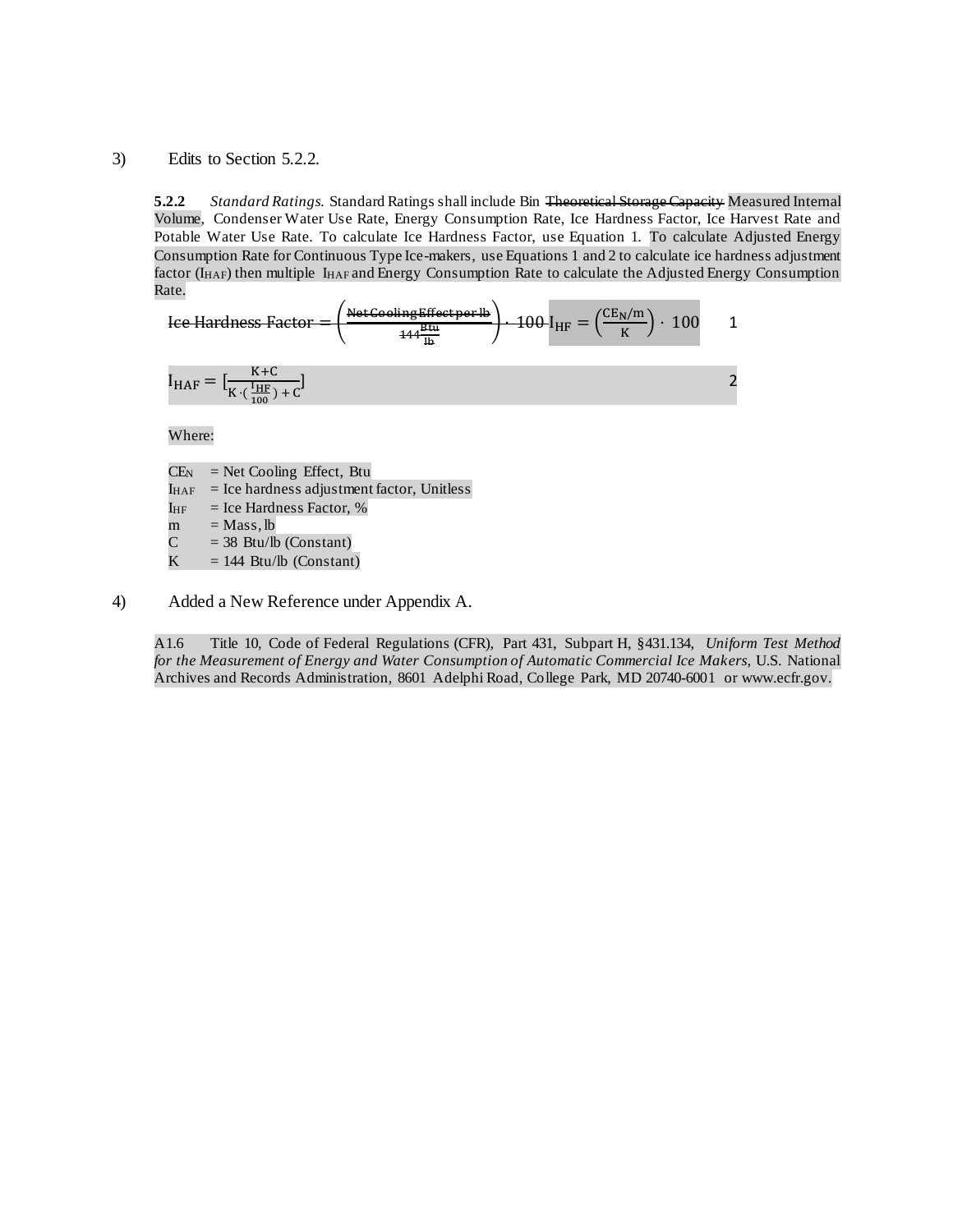3) Edits to Section 5.2.2.

**5.2.2** *Standard Ratings.* Standard Ratings shall include Bin ~~Theoretical Storage Capacity~~ Measured Internal Volume, Condenser Water Use Rate, Energy Consumption Rate, Ice Hardness Factor, Ice Harvest Rate and Potable Water Use Rate. To calculate Ice Hardness Factor, use Equation 1. To calculate Adjusted Energy Consumption Rate for Continuous Type Ice-makers, use Equations 1 and 2 to calculate ice hardness adjustment factor ($I_{HAF}$) then multiple $I_{HAF}$ and Energy Consumption Rate to calculate the Adjusted Energy Consumption Rate.

~~$\text{Ice Hardness Factor} = \left(\frac{\text{Net Cooling Effect per lb}}{144\frac{\text{Btu}}{\text{lb}}}\right) \cdot 100$~~

$$I_{HF} = \left(\frac{CE_N/m}{K}\right) \cdot 100 \qquad 1$$

$$I_{HAF} = \left[\frac{K+C}{K \cdot \left(\frac{I_{HF}}{100}\right) + C}\right] \qquad 2$$

Where:

$CE_N$ = Net Cooling Effect, Btu
$I_{HAF}$ = Ice hardness adjustment factor, Unitless
$I_{HF}$ = Ice Hardness Factor, %
$m$ = Mass, lb
$C$ = 38 Btu/lb (Constant)
$K$ = 144 Btu/lb (Constant)

4) Added a New Reference under Appendix A.

A1.6 Title 10, Code of Federal Regulations (CFR), Part 431, Subpart H, §431.134, *Uniform Test Method for the Measurement of Energy and Water Consumption of Automatic Commercial Ice Makers,* U.S. National Archives and Records Administration, 8601 Adelphi Road, College Park, MD 20740-6001 or www.ecfr.gov.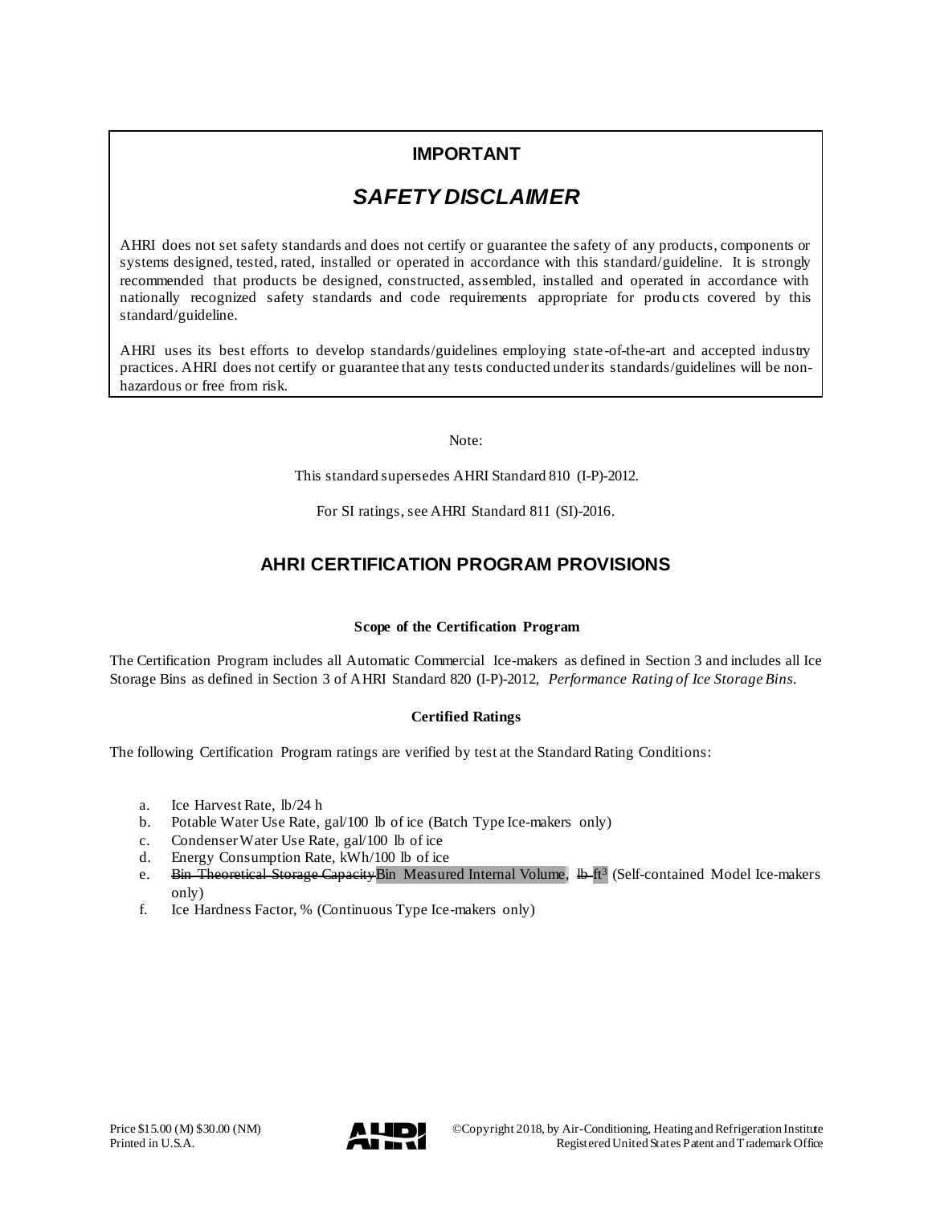## IMPORTANT

### *SAFETY DISCLAIMER*

AHRI does not set safety standards and does not certify or guarantee the safety of any products, components or systems designed, tested, rated, installed or operated in accordance with this standard/guideline. It is strongly recommended that products be designed, constructed, assembled, installed and operated in accordance with nationally recognized safety standards and code requirements appropriate for products covered by this standard/guideline.

AHRI uses its best efforts to develop standards/guidelines employing state-of-the-art and accepted industry practices. AHRI does not certify or guarantee that any tests conducted under its standards/guidelines will be non-hazardous or free from risk.

Note:

This standard supersedes AHRI Standard 810 (I-P)-2012.

For SI ratings, see AHRI Standard 811 (SI)-2016.

## AHRI CERTIFICATION PROGRAM PROVISIONS

**Scope of the Certification Program**

The Certification Program includes all Automatic Commercial Ice-makers as defined in Section 3 and includes all Ice Storage Bins as defined in Section 3 of AHRI Standard 820 (I-P)-2012, *Performance Rating of Ice Storage Bins.*

**Certified Ratings**

The following Certification Program ratings are verified by test at the Standard Rating Conditions:

a. Ice Harvest Rate, lb/24 h
b. Potable Water Use Rate, gal/100 lb of ice (Batch Type Ice-makers only)
c. Condenser Water Use Rate, gal/100 lb of ice
d. Energy Consumption Rate, kWh/100 lb of ice
e. ~~Bin Theoretical Storage Capacity~~Bin Measured Internal Volume, ~~lb~~ $ft^3$ (Self-contained Model Ice-makers only)
f. Ice Hardness Factor, % (Continuous Type Ice-makers only)

Price $15.00 (M) $30.00 (NM)
Printed in U.S.A.

©Copyright 2018, by Air-Conditioning, Heating and Refrigeration Institute
Registered United States Patent and Trademark Office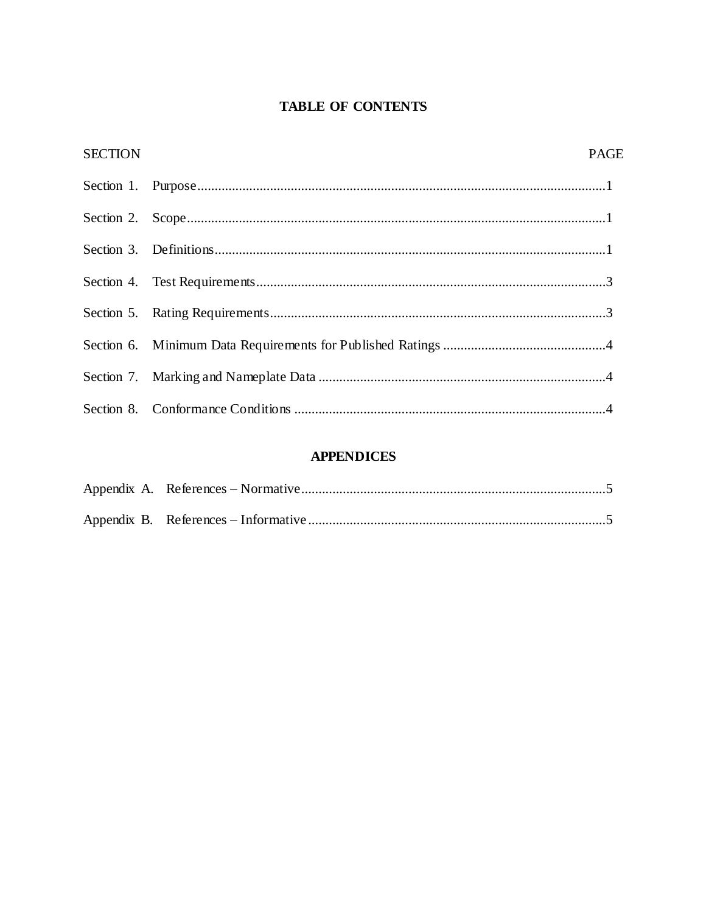# TABLE OF CONTENTS

| SECTION | | PAGE |
|---|---|---|
| Section 1. | Purpose | 1 |
| Section 2. | Scope | 1 |
| Section 3. | Definitions | 1 |
| Section 4. | Test Requirements | 3 |
| Section 5. | Rating Requirements | 3 |
| Section 6. | Minimum Data Requirements for Published Ratings | 4 |
| Section 7. | Marking and Nameplate Data | 4 |
| Section 8. | Conformance Conditions | 4 |

## APPENDICES

| | | |
|---|---|---|
| Appendix A. | References – Normative | 5 |
| Appendix B. | References – Informative | 5 |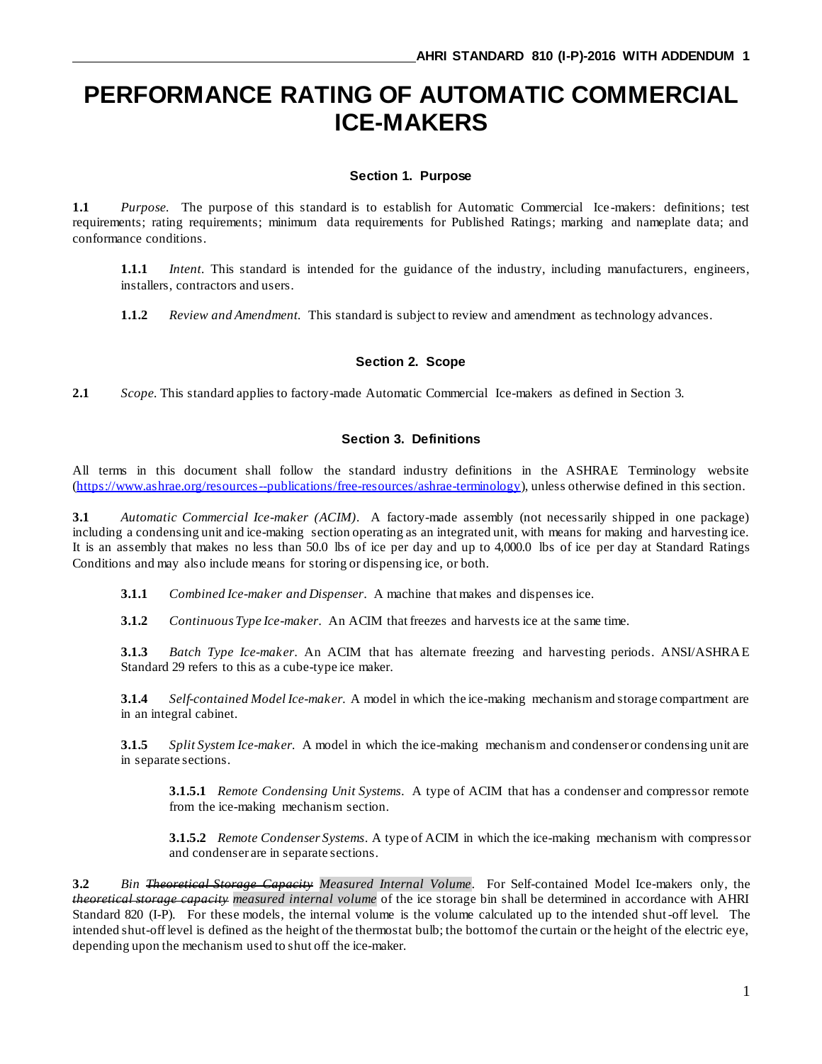# PERFORMANCE RATING OF AUTOMATIC COMMERCIAL ICE-MAKERS

## Section 1. Purpose

**1.1** *Purpose.* The purpose of this standard is to establish for Automatic Commercial Ice-makers: definitions; test requirements; rating requirements; minimum data requirements for Published Ratings; marking and nameplate data; and conformance conditions.

**1.1.1** *Intent.* This standard is intended for the guidance of the industry, including manufacturers, engineers, installers, contractors and users.

**1.1.2** *Review and Amendment.* This standard is subject to review and amendment as technology advances.

## Section 2. Scope

**2.1** *Scope.* This standard applies to factory-made Automatic Commercial Ice-makers as defined in Section 3.

## Section 3. Definitions

All terms in this document shall follow the standard industry definitions in the ASHRAE Terminology website (https://www.ashrae.org/resources--publications/free-resources/ashrae-terminology), unless otherwise defined in this section.

**3.1** *Automatic Commercial Ice-maker (ACIM).* A factory-made assembly (not necessarily shipped in one package) including a condensing unit and ice-making section operating as an integrated unit, with means for making and harvesting ice. It is an assembly that makes no less than 50.0 lbs of ice per day and up to 4,000.0 lbs of ice per day at Standard Ratings Conditions and may also include means for storing or dispensing ice, or both.

**3.1.1** *Combined Ice-maker and Dispenser.* A machine that makes and dispenses ice.

**3.1.2** *Continuous Type Ice-maker.* An ACIM that freezes and harvests ice at the same time.

**3.1.3** *Batch Type Ice-maker.* An ACIM that has alternate freezing and harvesting periods. ANSI/ASHRAE Standard 29 refers to this as a cube-type ice maker.

**3.1.4** *Self-contained Model Ice-maker.* A model in which the ice-making mechanism and storage compartment are in an integral cabinet.

**3.1.5** *Split System Ice-maker.* A model in which the ice-making mechanism and condenser or condensing unit are in separate sections.

**3.1.5.1** *Remote Condensing Unit Systems.* A type of ACIM that has a condenser and compressor remote from the ice-making mechanism section.

**3.1.5.2** *Remote Condenser Systems.* A type of ACIM in which the ice-making mechanism with compressor and condenser are in separate sections.

**3.2** *Bin ~~Theoretical Storage Capacity~~ Measured Internal Volume.* For Self-contained Model Ice-makers only, the ~~theoretical storage capacity~~ *measured internal volume* of the ice storage bin shall be determined in accordance with AHRI Standard 820 (I-P). For these models, the internal volume is the volume calculated up to the intended shut-off level. The intended shut-off level is defined as the height of the thermostat bulb; the bottom of the curtain or the height of the electric eye, depending upon the mechanism used to shut off the ice-maker.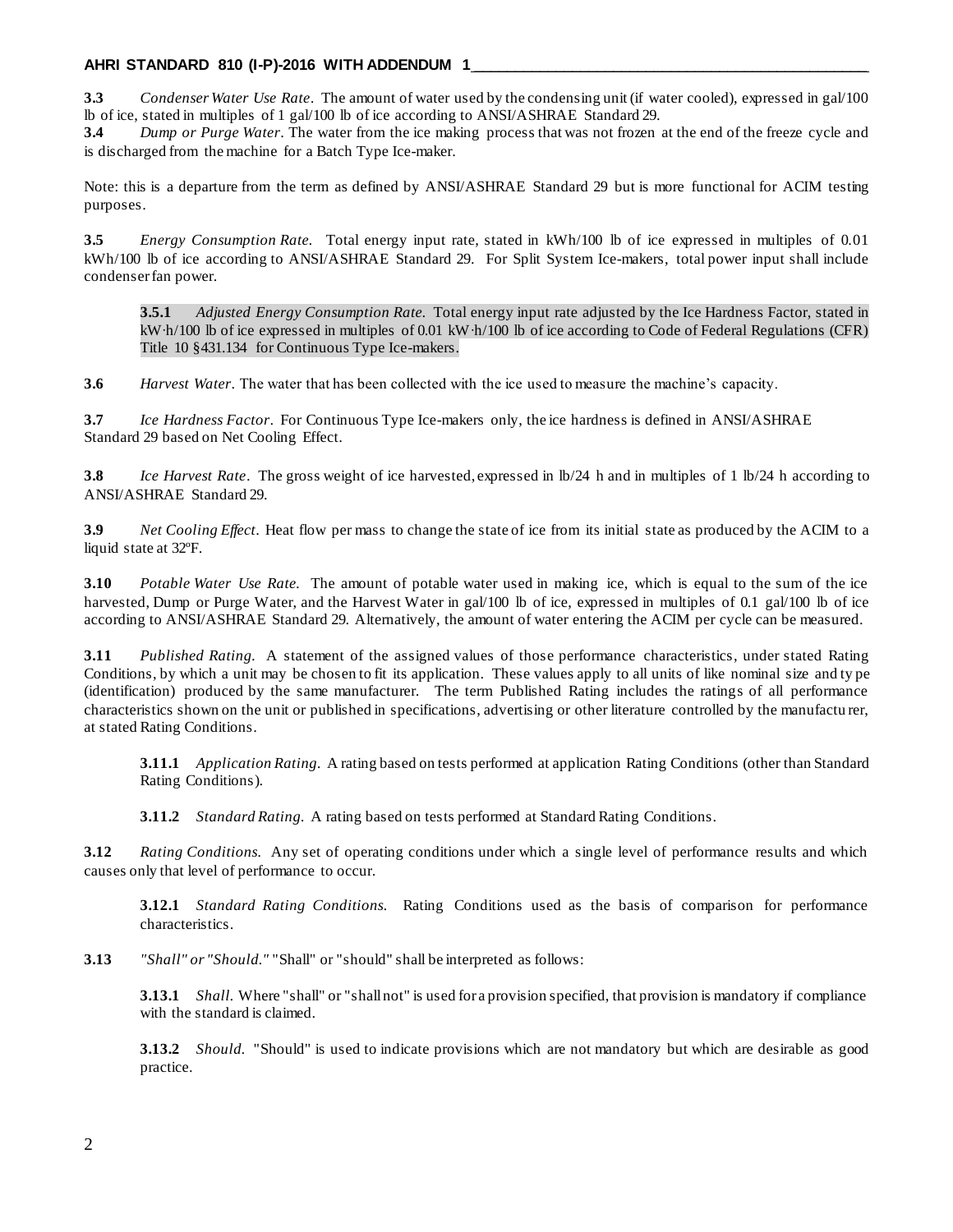**3.3** *Condenser Water Use Rate*. The amount of water used by the condensing unit (if water cooled), expressed in gal/100 lb of ice, stated in multiples of 1 gal/100 lb of ice according to ANSI/ASHRAE Standard 29.

**3.4** *Dump or Purge Water*. The water from the ice making process that was not frozen at the end of the freeze cycle and is discharged from the machine for a Batch Type Ice-maker.

Note: this is a departure from the term as defined by ANSI/ASHRAE Standard 29 but is more functional for ACIM testing purposes.

**3.5** *Energy Consumption Rate.* Total energy input rate, stated in kWh/100 lb of ice expressed in multiples of 0.01 kWh/100 lb of ice according to ANSI/ASHRAE Standard 29. For Split System Ice-makers, total power input shall include condenser fan power.

**3.5.1** *Adjusted Energy Consumption Rate.* Total energy input rate adjusted by the Ice Hardness Factor, stated in kW·h/100 lb of ice expressed in multiples of 0.01 kW·h/100 lb of ice according to Code of Federal Regulations (CFR) Title 10 §431.134 for Continuous Type Ice-makers.

**3.6** *Harvest Water*. The water that has been collected with the ice used to measure the machine's capacity.

**3.7** *Ice Hardness Factor*. For Continuous Type Ice-makers only, the ice hardness is defined in ANSI/ASHRAE Standard 29 based on Net Cooling Effect.

**3.8** *Ice Harvest Rate*. The gross weight of ice harvested, expressed in lb/24 h and in multiples of 1 lb/24 h according to ANSI/ASHRAE Standard 29.

**3.9** *Net Cooling Effect*. Heat flow per mass to change the state of ice from its initial state as produced by the ACIM to a liquid state at 32ºF.

**3.10** *Potable Water Use Rate.* The amount of potable water used in making ice, which is equal to the sum of the ice harvested, Dump or Purge Water, and the Harvest Water in gal/100 lb of ice, expressed in multiples of 0.1 gal/100 lb of ice according to ANSI/ASHRAE Standard 29. Alternatively, the amount of water entering the ACIM per cycle can be measured.

**3.11** *Published Rating.* A statement of the assigned values of those performance characteristics, under stated Rating Conditions, by which a unit may be chosen to fit its application. These values apply to all units of like nominal size and type (identification) produced by the same manufacturer. The term Published Rating includes the ratings of all performance characteristics shown on the unit or published in specifications, advertising or other literature controlled by the manufacturer, at stated Rating Conditions.

**3.11.1** *Application Rating.* A rating based on tests performed at application Rating Conditions (other than Standard Rating Conditions).

**3.11.2** *Standard Rating.* A rating based on tests performed at Standard Rating Conditions.

**3.12** *Rating Conditions.* Any set of operating conditions under which a single level of performance results and which causes only that level of performance to occur.

**3.12.1** *Standard Rating Conditions.* Rating Conditions used as the basis of comparison for performance characteristics.

**3.13** *"Shall" or "Should."* "Shall" or "should" shall be interpreted as follows:

**3.13.1** *Shall.* Where "shall" or "shall not" is used for a provision specified, that provision is mandatory if compliance with the standard is claimed.

**3.13.2** *Should.* "Should" is used to indicate provisions which are not mandatory but which are desirable as good practice.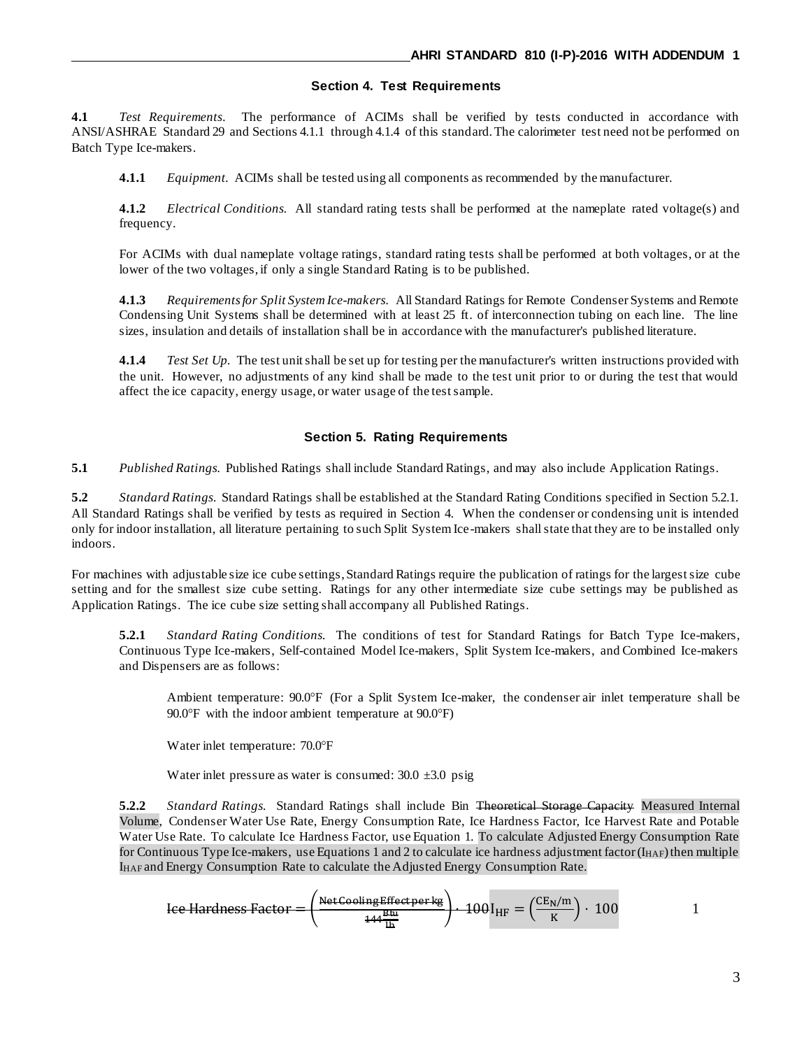## Section 4. Test Requirements

**4.1** *Test Requirements.* The performance of ACIMs shall be verified by tests conducted in accordance with ANSI/ASHRAE Standard 29 and Sections 4.1.1 through 4.1.4 of this standard. The calorimeter test need not be performed on Batch Type Ice-makers.

**4.1.1** *Equipment.* ACIMs shall be tested using all components as recommended by the manufacturer.

**4.1.2** *Electrical Conditions.* All standard rating tests shall be performed at the nameplate rated voltage(s) and frequency.

For ACIMs with dual nameplate voltage ratings, standard rating tests shall be performed at both voltages, or at the lower of the two voltages, if only a single Standard Rating is to be published.

**4.1.3** *Requirements for Split System Ice-makers.* All Standard Ratings for Remote Condenser Systems and Remote Condensing Unit Systems shall be determined with at least 25 ft. of interconnection tubing on each line. The line sizes, insulation and details of installation shall be in accordance with the manufacturer's published literature.

**4.1.4** *Test Set Up.* The test unit shall be set up for testing per the manufacturer's written instructions provided with the unit. However, no adjustments of any kind shall be made to the test unit prior to or during the test that would affect the ice capacity, energy usage, or water usage of the test sample.

## Section 5. Rating Requirements

**5.1** *Published Ratings.* Published Ratings shall include Standard Ratings, and may also include Application Ratings.

**5.2** *Standard Ratings.* Standard Ratings shall be established at the Standard Rating Conditions specified in Section 5.2.1. All Standard Ratings shall be verified by tests as required in Section 4. When the condenser or condensing unit is intended only for indoor installation, all literature pertaining to such Split System Ice-makers shall state that they are to be installed only indoors.

For machines with adjustable size ice cube settings, Standard Ratings require the publication of ratings for the largest size cube setting and for the smallest size cube setting. Ratings for any other intermediate size cube settings may be published as Application Ratings. The ice cube size setting shall accompany all Published Ratings.

**5.2.1** *Standard Rating Conditions.* The conditions of test for Standard Ratings for Batch Type Ice-makers, Continuous Type Ice-makers, Self-contained Model Ice-makers, Split System Ice-makers, and Combined Ice-makers and Dispensers are as follows:

Ambient temperature: 90.0°F (For a Split System Ice-maker, the condenser air inlet temperature shall be 90.0°F with the indoor ambient temperature at 90.0°F)

Water inlet temperature: 70.0°F

Water inlet pressure as water is consumed: 30.0 ±3.0 psig

**5.2.2** *Standard Ratings.* Standard Ratings shall include Bin ~~Theoretical Storage Capacity~~ Measured Internal Volume, Condenser Water Use Rate, Energy Consumption Rate, Ice Hardness Factor, Ice Harvest Rate and Potable Water Use Rate. To calculate Ice Hardness Factor, use Equation 1. To calculate Adjusted Energy Consumption Rate for Continuous Type Ice-makers, use Equations 1 and 2 to calculate ice hardness adjustment factor ($I_{HAF}$) then multiple $I_{HAF}$ and Energy Consumption Rate to calculate the Adjusted Energy Consumption Rate.

$$\sout{\text{Ice Hardness Factor} = \left(\frac{\text{Net Cooling Effect per kg}}{144\frac{\text{Btu}}{\text{lb}}}\right)\cdot 100} \quad I_{HF} = \left(\frac{CE_N/m}{K}\right)\cdot 100 \qquad 1$$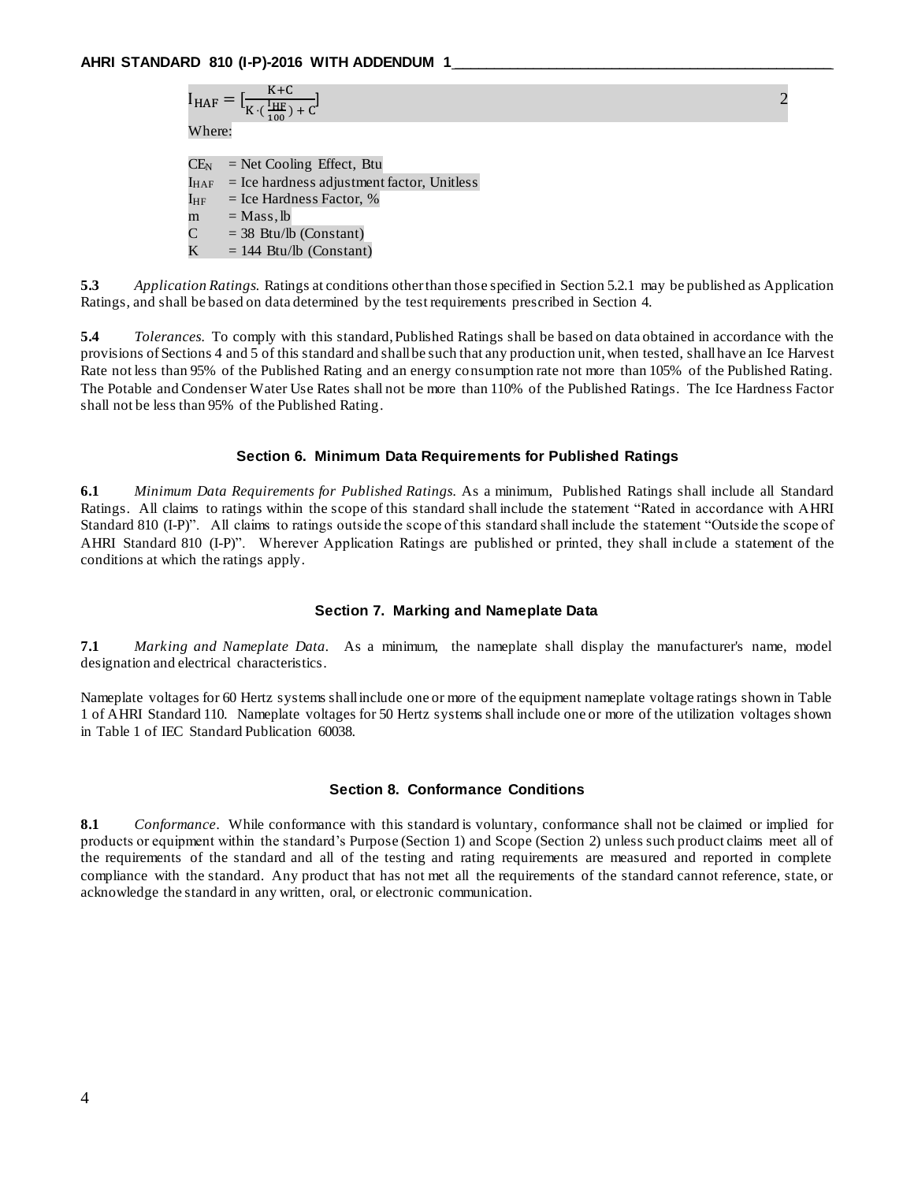$$I_{HAF} = \left[\frac{K + C}{K \cdot \left(\frac{I_{HF}}{100}\right) + C}\right] \quad 2$$

Where:

$CE_N$ = Net Cooling Effect, Btu
$I_{HAF}$ = Ice hardness adjustment factor, Unitless
$I_{HF}$ = Ice Hardness Factor, %
$m$ = Mass, lb
$C$ = 38 Btu/lb (Constant)
$K$ = 144 Btu/lb (Constant)

**5.3** *Application Ratings.* Ratings at conditions other than those specified in Section 5.2.1 may be published as Application Ratings, and shall be based on data determined by the test requirements prescribed in Section 4.

**5.4** *Tolerances.* To comply with this standard, Published Ratings shall be based on data obtained in accordance with the provisions of Sections 4 and 5 of this standard and shall be such that any production unit, when tested, shall have an Ice Harvest Rate not less than 95% of the Published Rating and an energy consumption rate not more than 105% of the Published Rating. The Potable and Condenser Water Use Rates shall not be more than 110% of the Published Ratings. The Ice Hardness Factor shall not be less than 95% of the Published Rating.

## Section 6. Minimum Data Requirements for Published Ratings

**6.1** *Minimum Data Requirements for Published Ratings.* As a minimum, Published Ratings shall include all Standard Ratings. All claims to ratings within the scope of this standard shall include the statement "Rated in accordance with AHRI Standard 810 (I-P)". All claims to ratings outside the scope of this standard shall include the statement "Outside the scope of AHRI Standard 810 (I-P)". Wherever Application Ratings are published or printed, they shall include a statement of the conditions at which the ratings apply.

## Section 7. Marking and Nameplate Data

**7.1** *Marking and Nameplate Data.* As a minimum, the nameplate shall display the manufacturer's name, model designation and electrical characteristics.

Nameplate voltages for 60 Hertz systems shall include one or more of the equipment nameplate voltage ratings shown in Table 1 of AHRI Standard 110. Nameplate voltages for 50 Hertz systems shall include one or more of the utilization voltages shown in Table 1 of IEC Standard Publication 60038.

## Section 8. Conformance Conditions

**8.1** *Conformance.* While conformance with this standard is voluntary, conformance shall not be claimed or implied for products or equipment within the standard's Purpose (Section 1) and Scope (Section 2) unless such product claims meet all of the requirements of the standard and all of the testing and rating requirements are measured and reported in complete compliance with the standard. Any product that has not met all the requirements of the standard cannot reference, state, or acknowledge the standard in any written, oral, or electronic communication.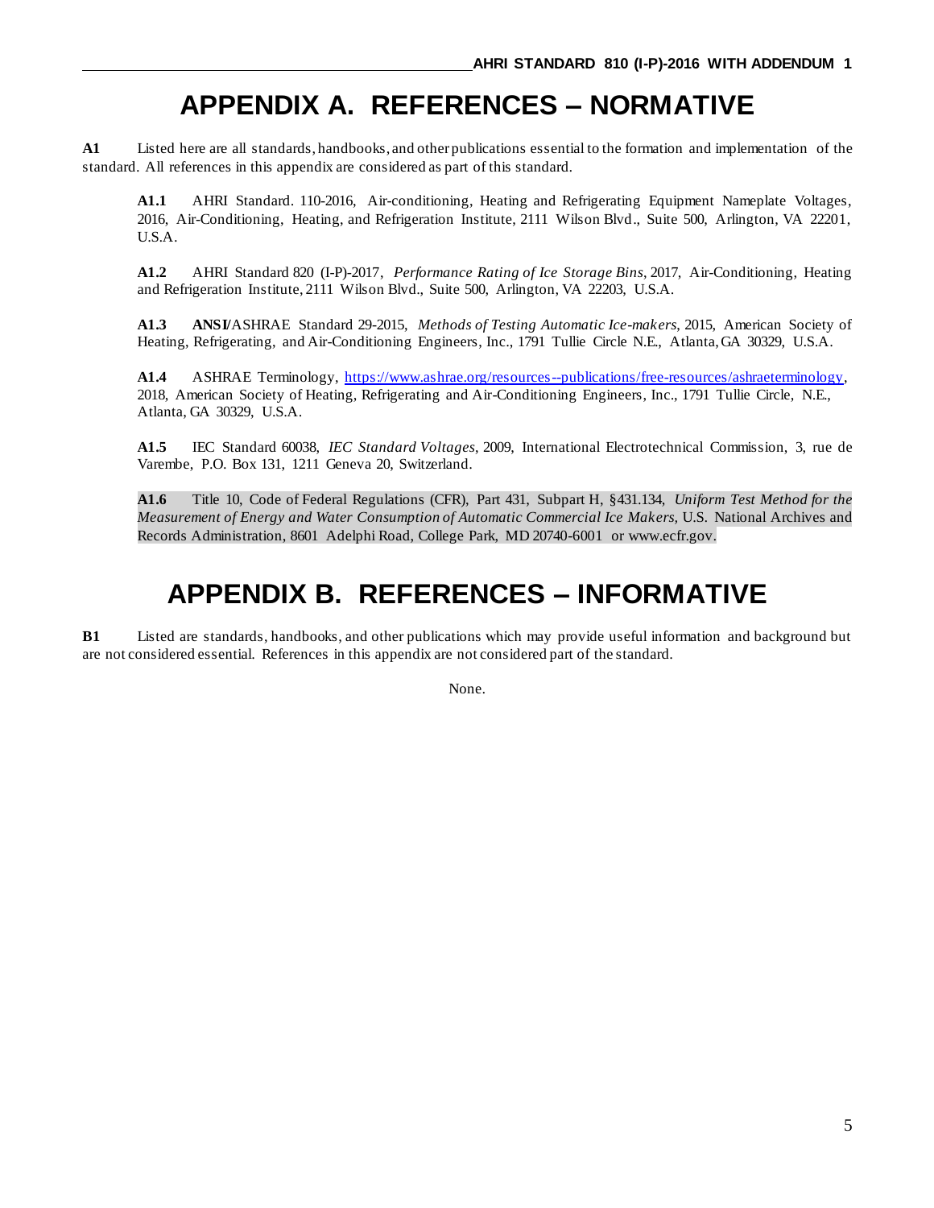# APPENDIX A. REFERENCES – NORMATIVE

**A1** Listed here are all standards, handbooks, and other publications essential to the formation and implementation of the standard. All references in this appendix are considered as part of this standard.

**A1.1** AHRI Standard. 110-2016, Air-conditioning, Heating and Refrigerating Equipment Nameplate Voltages, 2016, Air-Conditioning, Heating, and Refrigeration Institute, 2111 Wilson Blvd., Suite 500, Arlington, VA 22201, U.S.A.

**A1.2** AHRI Standard 820 (I-P)-2017, *Performance Rating of Ice Storage Bins*, 2017, Air-Conditioning, Heating and Refrigeration Institute, 2111 Wilson Blvd., Suite 500, Arlington, VA 22203, U.S.A.

**A1.3** **ANSI**/ASHRAE Standard 29-2015, *Methods of Testing Automatic Ice-makers*, 2015, American Society of Heating, Refrigerating, and Air-Conditioning Engineers, Inc., 1791 Tullie Circle N.E., Atlanta, GA 30329, U.S.A.

**A1.4** ASHRAE Terminology, https://www.ashrae.org/resources--publications/free-resources/ashraeterminology, 2018, American Society of Heating, Refrigerating and Air-Conditioning Engineers, Inc., 1791 Tullie Circle, N.E., Atlanta, GA 30329, U.S.A.

**A1.5** IEC Standard 60038, *IEC Standard Voltages*, 2009, International Electrotechnical Commission, 3, rue de Varembe, P.O. Box 131, 1211 Geneva 20, Switzerland.

**A1.6** Title 10, Code of Federal Regulations (CFR), Part 431, Subpart H, §431.134, *Uniform Test Method for the Measurement of Energy and Water Consumption of Automatic Commercial Ice Makers,* U.S. National Archives and Records Administration, 8601 Adelphi Road, College Park, MD 20740-6001 or www.ecfr.gov.

# APPENDIX B. REFERENCES – INFORMATIVE

**B1** Listed are standards, handbooks, and other publications which may provide useful information and background but are not considered essential. References in this appendix are not considered part of the standard.

None.